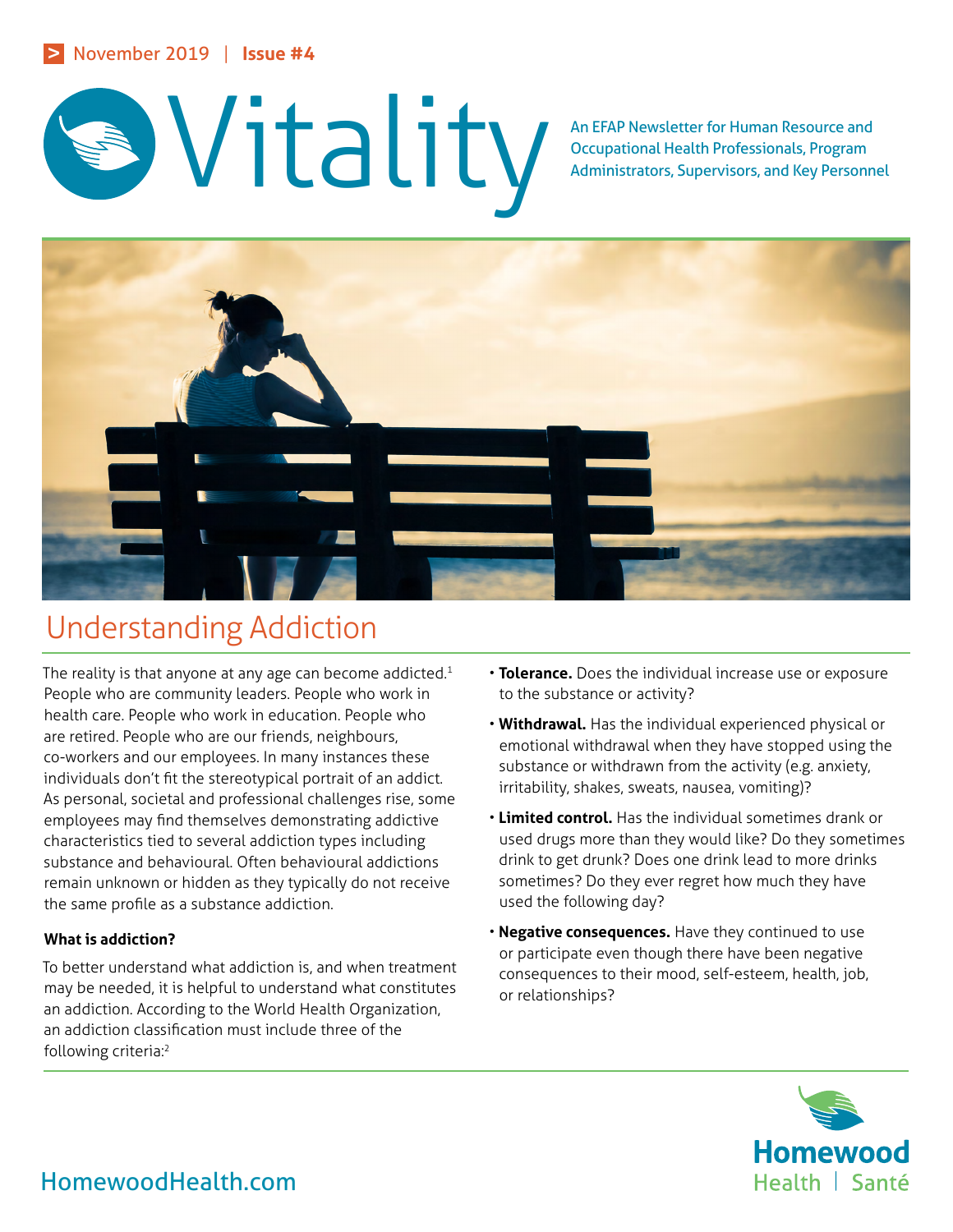November 2019 | Issue #4

# Vitality

An EFAP Newsletter for Human Resource and Occupational Health Professionals, Program Administrators, Supervisors, and Key Personnel

## Understanding Addiction

The reality is that anyone at any age can become addicted.[1] People who are community leaders. People who work in health care. People who work in education. People who are retired. People who are our friends, neighbours, co-workers and our employees. In many instances these individuals don't fit the stereotypical portrait of an addict. As personal, societal and professional challenges rise, some employees may find themselves demonstrating addictive characteristics tied to several addiction types including substance and behavioural. Often behavioural addictions remain unknown or hidden as they typically do not receive the same profile as a substance addiction.

### What is addiction?

To better understand what addiction is, and when treatment may be needed, it is helpful to understand what constitutes an addiction. According to the World Health Organization, an addiction classification must include three of the following criteria:[2]

- **Tolerance.** Does the individual increase use or exposure to the substance or activity?
- **Withdrawal.** Has the individual experienced physical or emotional withdrawal when they have stopped using the substance or withdrawn from the activity (e.g. anxiety, irritability, shakes, sweats, nausea, vomiting)?
- **Limited control.** Has the individual sometimes drank or used drugs more than they would like? Do they sometimes drink to get drunk? Does one drink lead to more drinks sometimes? Do they ever regret how much they have used the following day?
- **Negative consequences.** Have they continued to use or participate even though there have been negative consequences to their mood, self-esteem, health, job, or relationships?

HomewoodHealth.com

Homewood Health | Santé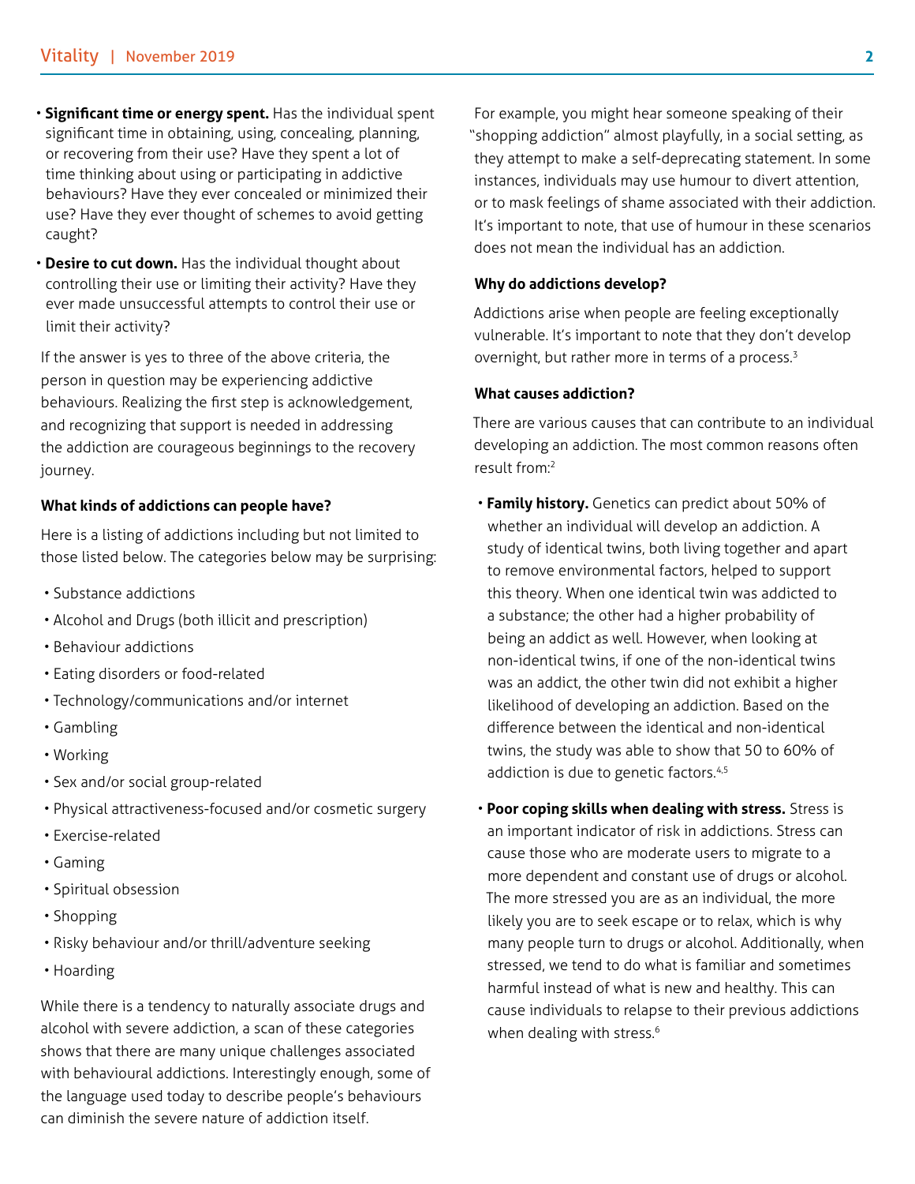- **Significant time or energy spent.** Has the individual spent significant time in obtaining, using, concealing, planning, or recovering from their use? Have they spent a lot of time thinking about using or participating in addictive behaviours? Have they ever concealed or minimized their use? Have they ever thought of schemes to avoid getting caught?
- **Desire to cut down.** Has the individual thought about controlling their use or limiting their activity? Have they ever made unsuccessful attempts to control their use or limit their activity?

If the answer is yes to three of the above criteria, the person in question may be experiencing addictive behaviours. Realizing the first step is acknowledgement, and recognizing that support is needed in addressing the addiction are courageous beginnings to the recovery journey.

**What kinds of addictions can people have?**

Here is a listing of addictions including but not limited to those listed below. The categories below may be surprising:

- Substance addictions
- Alcohol and Drugs (both illicit and prescription)
- Behaviour addictions
- Eating disorders or food-related
- Technology/communications and/or internet
- Gambling
- Working
- Sex and/or social group-related
- Physical attractiveness-focused and/or cosmetic surgery
- Exercise-related
- Gaming
- Spiritual obsession
- Shopping
- Risky behaviour and/or thrill/adventure seeking
- Hoarding

While there is a tendency to naturally associate drugs and alcohol with severe addiction, a scan of these categories shows that there are many unique challenges associated with behavioural addictions. Interestingly enough, some of the language used today to describe people's behaviours can diminish the severe nature of addiction itself.

For example, you might hear someone speaking of their "shopping addiction" almost playfully, in a social setting, as they attempt to make a self-deprecating statement. In some instances, individuals may use humour to divert attention, or to mask feelings of shame associated with their addiction. It's important to note, that use of humour in these scenarios does not mean the individual has an addiction.

**Why do addictions develop?**

Addictions arise when people are feeling exceptionally vulnerable. It's important to note that they don't develop overnight, but rather more in terms of a process.[3]

**What causes addiction?**

There are various causes that can contribute to an individual developing an addiction. The most common reasons often result from:[2]

- **Family history.** Genetics can predict about 50% of whether an individual will develop an addiction. A study of identical twins, both living together and apart to remove environmental factors, helped to support this theory. When one identical twin was addicted to a substance; the other had a higher probability of being an addict as well. However, when looking at non-identical twins, if one of the non-identical twins was an addict, the other twin did not exhibit a higher likelihood of developing an addiction. Based on the difference between the identical and non-identical twins, the study was able to show that 50 to 60% of addiction is due to genetic factors.[4,5]
- **Poor coping skills when dealing with stress.** Stress is an important indicator of risk in addictions. Stress can cause those who are moderate users to migrate to a more dependent and constant use of drugs or alcohol. The more stressed you are as an individual, the more likely you are to seek escape or to relax, which is why many people turn to drugs or alcohol. Additionally, when stressed, we tend to do what is familiar and sometimes harmful instead of what is new and healthy. This can cause individuals to relapse to their previous addictions when dealing with stress.[6]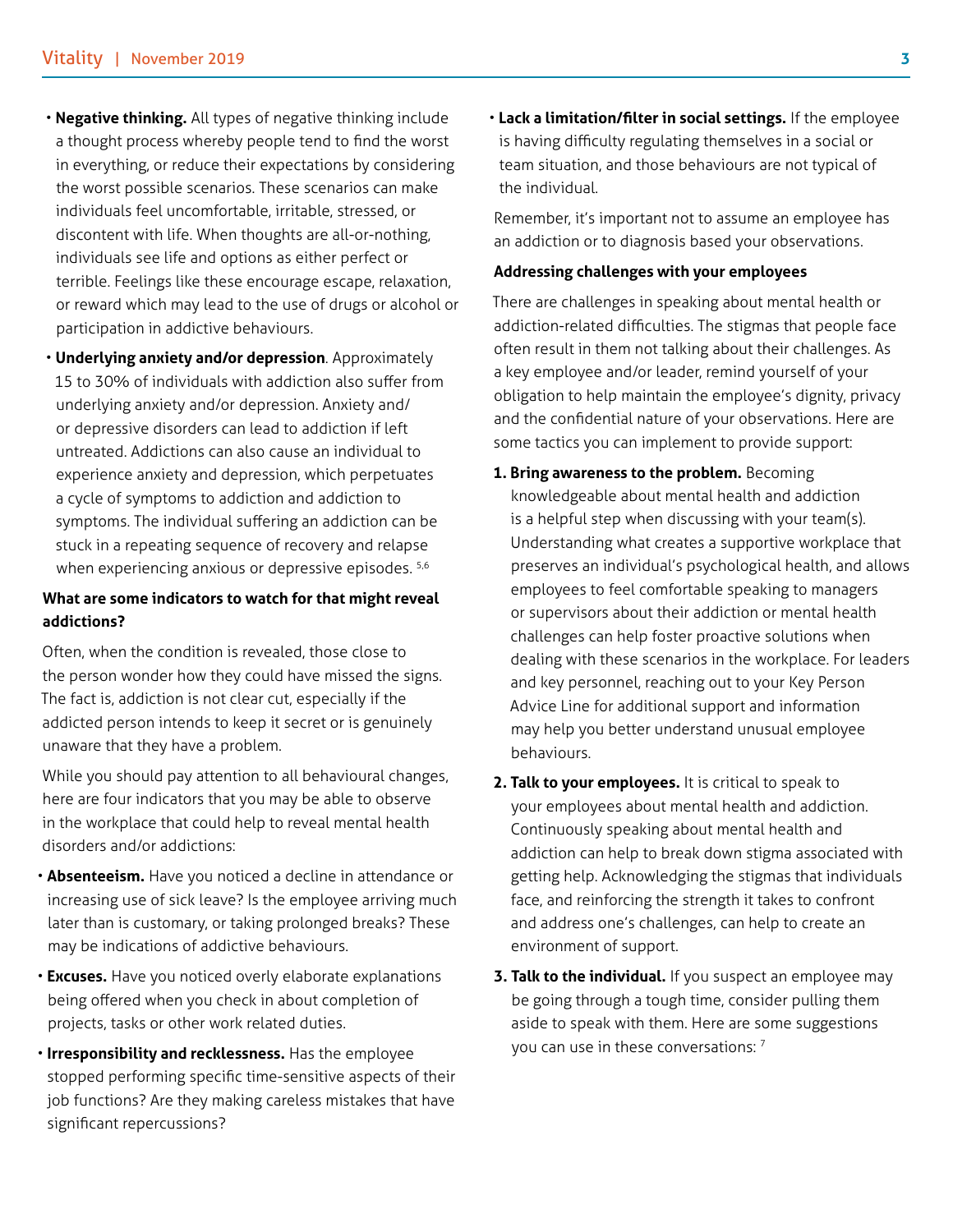- **Negative thinking.** All types of negative thinking include a thought process whereby people tend to find the worst in everything, or reduce their expectations by considering the worst possible scenarios. These scenarios can make individuals feel uncomfortable, irritable, stressed, or discontent with life. When thoughts are all-or-nothing, individuals see life and options as either perfect or terrible. Feelings like these encourage escape, relaxation, or reward which may lead to the use of drugs or alcohol or participation in addictive behaviours.
- **Underlying anxiety and/or depression**. Approximately 15 to 30% of individuals with addiction also suffer from underlying anxiety and/or depression. Anxiety and/or depressive disorders can lead to addiction if left untreated. Addictions can also cause an individual to experience anxiety and depression, which perpetuates a cycle of symptoms to addiction and addiction to symptoms. The individual suffering an addiction can be stuck in a repeating sequence of recovery and relapse when experiencing anxious or depressive episodes. [5,6]

**What are some indicators to watch for that might reveal addictions?**

Often, when the condition is revealed, those close to the person wonder how they could have missed the signs. The fact is, addiction is not clear cut, especially if the addicted person intends to keep it secret or is genuinely unaware that they have a problem.

While you should pay attention to all behavioural changes, here are four indicators that you may be able to observe in the workplace that could help to reveal mental health disorders and/or addictions:

- **Absenteeism.** Have you noticed a decline in attendance or increasing use of sick leave? Is the employee arriving much later than is customary, or taking prolonged breaks? These may be indications of addictive behaviours.
- **Excuses.** Have you noticed overly elaborate explanations being offered when you check in about completion of projects, tasks or other work related duties.
- **Irresponsibility and recklessness.** Has the employee stopped performing specific time-sensitive aspects of their job functions? Are they making careless mistakes that have significant repercussions?
- **Lack a limitation/filter in social settings.** If the employee is having difficulty regulating themselves in a social or team situation, and those behaviours are not typical of the individual.

Remember, it's important not to assume an employee has an addiction or to diagnosis based your observations.

**Addressing challenges with your employees**

There are challenges in speaking about mental health or addiction-related difficulties. The stigmas that people face often result in them not talking about their challenges. As a key employee and/or leader, remind yourself of your obligation to help maintain the employee's dignity, privacy and the confidential nature of your observations. Here are some tactics you can implement to provide support:

1. **Bring awareness to the problem.** Becoming knowledgeable about mental health and addiction is a helpful step when discussing with your team(s). Understanding what creates a supportive workplace that preserves an individual's psychological health, and allows employees to feel comfortable speaking to managers or supervisors about their addiction or mental health challenges can help foster proactive solutions when dealing with these scenarios in the workplace. For leaders and key personnel, reaching out to your Key Person Advice Line for additional support and information may help you better understand unusual employee behaviours.
2. **Talk to your employees.** It is critical to speak to your employees about mental health and addiction. Continuously speaking about mental health and addiction can help to break down stigma associated with getting help. Acknowledging the stigmas that individuals face, and reinforcing the strength it takes to confront and address one's challenges, can help to create an environment of support.
3. **Talk to the individual.** If you suspect an employee may be going through a tough time, consider pulling them aside to speak with them. Here are some suggestions you can use in these conversations: [7]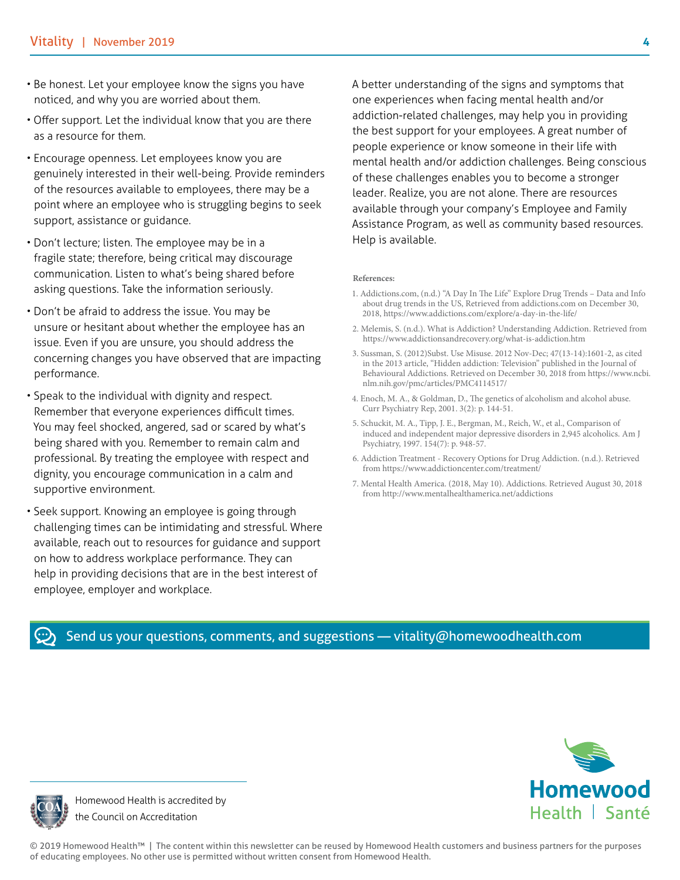- Be honest. Let your employee know the signs you have noticed, and why you are worried about them.
- Offer support. Let the individual know that you are there as a resource for them.
- Encourage openness. Let employees know you are genuinely interested in their well-being. Provide reminders of the resources available to employees, there may be a point where an employee who is struggling begins to seek support, assistance or guidance.
- Don't lecture; listen. The employee may be in a fragile state; therefore, being critical may discourage communication. Listen to what's being shared before asking questions. Take the information seriously.
- Don't be afraid to address the issue. You may be unsure or hesitant about whether the employee has an issue. Even if you are unsure, you should address the concerning changes you have observed that are impacting performance.
- Speak to the individual with dignity and respect. Remember that everyone experiences difficult times. You may feel shocked, angered, sad or scared by what's being shared with you. Remember to remain calm and professional. By treating the employee with respect and dignity, you encourage communication in a calm and supportive environment.
- Seek support. Knowing an employee is going through challenging times can be intimidating and stressful. Where available, reach out to resources for guidance and support on how to address workplace performance. They can help in providing decisions that are in the best interest of employee, employer and workplace.

A better understanding of the signs and symptoms that one experiences when facing mental health and/or addiction-related challenges, may help you in providing the best support for your employees. A great number of people experience or know someone in their life with mental health and/or addiction challenges. Being conscious of these challenges enables you to become a stronger leader. Realize, you are not alone. There are resources available through your company's Employee and Family Assistance Program, as well as community based resources. Help is available.

**References:**

1. Addictions.com, (n.d.) "A Day In The Life" Explore Drug Trends – Data and Info about drug trends in the US, Retrieved from addictions.com on December 30, 2018, https://www.addictions.com/explore/a-day-in-the-life/
2. Melemis, S. (n.d.). What is Addiction? Understanding Addiction. Retrieved from https://www.addictionsandrecovery.org/what-is-addiction.htm
3. Sussman, S. (2012)Subst. Use Misuse. 2012 Nov-Dec; 47(13-14):1601-2, as cited in the 2013 article, "Hidden addiction: Television" published in the Journal of Behavioural Addictions. Retrieved on December 30, 2018 from https://www.ncbi.nlm.nih.gov/pmc/articles/PMC4114517/
4. Enoch, M. A., & Goldman, D., The genetics of alcoholism and alcohol abuse. Curr Psychiatry Rep, 2001. 3(2): p. 144-51.
5. Schuckit, M. A., Tipp, J. E., Bergman, M., Reich, W., et al., Comparison of induced and independent major depressive disorders in 2,945 alcoholics. Am J Psychiatry, 1997. 154(7): p. 948-57.
6. Addiction Treatment - Recovery Options for Drug Addiction. (n.d.). Retrieved from https://www.addictioncenter.com/treatment/
7. Mental Health America. (2018, May 10). Addictions. Retrieved August 30, 2018 from http://www.mentalhealthamerica.net/addictions

Send us your questions, comments, and suggestions — vitality@homewoodhealth.com

Homewood Health is accredited by the Council on Accreditation

Homewood Health | Santé

© 2019 Homewood Health™ | The content within this newsletter can be reused by Homewood Health customers and business partners for the purposes of educating employees. No other use is permitted without written consent from Homewood Health.